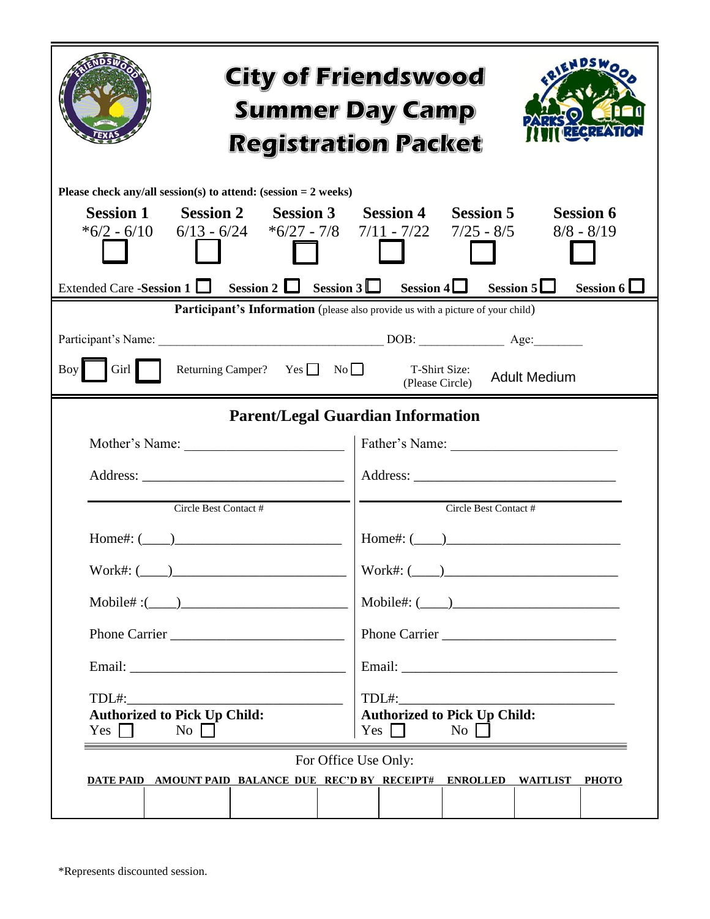# City of Friendswood Summer Day Camp Registration Packet

**Please check any/all session(s) to attend: (session = 2 weeks)**

| Session 1 | Session 2 | Session 3 | Session 4 | Session 5 | Session 6 |
|---|---|---|---|---|---|
| *6/2 - 6/10 | 6/13 - 6/24 | *6/27 - 7/8 | 7/11 - 7/22 | 7/25 - 8/5 | 8/8 - 8/19 |
| ☐ | ☐ | ☐ | ☐ | ☐ | ☐ |

Extended Care - **Session 1** ☐ **Session 2** ☐ **Session 3** ☐ **Session 4** ☐ **Session 5** ☐ **Session 6** ☐

**Participant's Information** (please also provide us with a picture of your child)

Participant's Name: ______________________________ DOB: ____________ Age:________

Boy ☐ Girl ☐ Returning Camper? Yes ☐ No ☐ T-Shirt Size: (Please Circle) Adult Medium

## Parent/Legal Guardian Information

| Mother | Father |
|---|---|
| Mother's Name: ____________________ | Father's Name: ____________________ |
| Address: ____________________ | Address: ____________________ |
| Circle Best Contact # | Circle Best Contact # |
| Home#: (____)____________________ | Home#: (____)____________________ |
| Work#: (____)____________________ | Work#: (____)____________________ |
| Mobile# :(____)____________________ | Mobile#: (____)____________________ |
| Phone Carrier ____________________ | Phone Carrier ____________________ |
| Email: ____________________ | Email: ____________________ |
| TDL#:____________________ | TDL#:____________________ |
| **Authorized to Pick Up Child:** Yes ☐ No ☐ | **Authorized to Pick Up Child:** Yes ☐ No ☐ |

For Office Use Only:

| DATE PAID | AMOUNT PAID | BALANCE DUE | REC'D BY | RECEIPT# | ENROLLED | WAITLIST | PHOTO |
|---|---|---|---|---|---|---|---|
| | | | | | | | |

*Represents discounted session.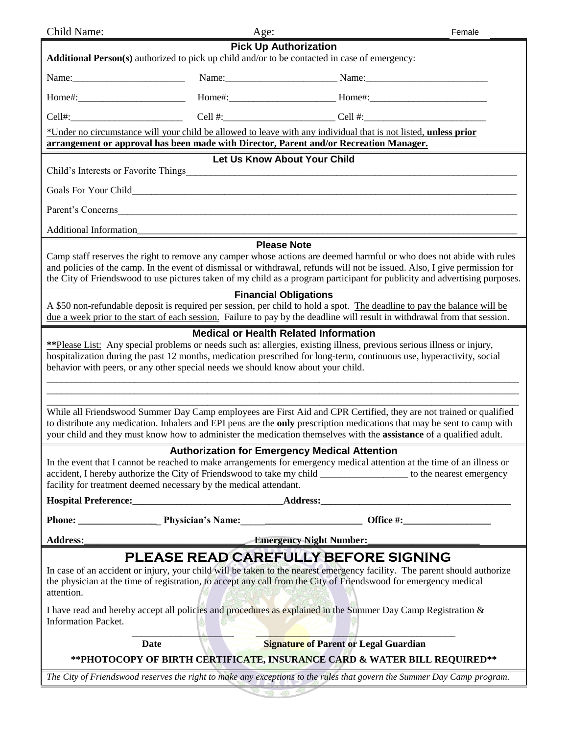Child Name: Age: Female

## Pick Up Authorization

**Additional Person(s)** authorized to pick up child and/or to be contacted in case of emergency:

Name:________________________ Name:_______________________ Name:_________________________

Home#:______________________ Home#:______________________ Home#:________________________

Cell#:________________________ Cell #:_______________________ Cell #:_________________________

*Under no circumstance will your child be allowed to leave with any individual that is not listed, **unless prior arrangement or approval has been made with Director, Parent and/or Recreation Manager.**

## Let Us Know About Your Child

Child's Interests or Favorite Things______________________________________________________________________

Goals For Your Child________________________________________________________________________________

Parent's Concerns__________________________________________________________________________________

Additional Information_______________________________________________________________________________

## Please Note

Camp staff reserves the right to remove any camper whose actions are deemed harmful or who does not abide with rules and policies of the camp. In the event of dismissal or withdrawal, refunds will not be issued. Also, I give permission for the City of Friendswood to use pictures taken of my child as a program participant for publicity and advertising purposes.

## Financial Obligations

A $50 non-refundable deposit is required per session, per child to hold a spot. The deadline to pay the balance will be due a week prior to the start of each session. Failure to pay by the deadline will result in withdrawal from that session.

## Medical or Health Related Information

**Please List: Any special problems or needs such as: allergies, existing illness, previous serious illness or injury, hospitalization during the past 12 months, medication prescribed for long-term, continuous use, hyperactivity, social behavior with peers, or any other special needs we should know about your child.

_____________________________________________________________________________________________________

_____________________________________________________________________________________________________

_____________________________________________________________________________________________________

While all Friendswood Summer Day Camp employees are First Aid and CPR Certified, they are not trained or qualified to distribute any medication. Inhalers and EPI pens are the **only** prescription medications that may be sent to camp with your child and they must know how to administer the medication themselves with the **assistance** of a qualified adult.

## Authorization for Emergency Medical Attention

In the event that I cannot be reached to make arrangements for emergency medical attention at the time of an illness or accident, I hereby authorize the City of Friendswood to take my child __________________ to the nearest emergency facility for treatment deemed necessary by the medical attendant.

**Hospital Preference:_______________________________Address:_______________________________________**

**Phone: _________________ Physician's Name:__________________________ Office #:__________________**

**Address:_________________________________ Emergency Night Number:______________________**

## PLEASE READ CAREFULLY BEFORE SIGNING

In case of an accident or injury, your child will be taken to the nearest emergency facility. The parent should authorize the physician at the time of registration, to accept any call from the City of Friendswood for emergency medical attention.

I have read and hereby accept all policies and procedures as explained in the Summer Day Camp Registration & Information Packet.

______________________ ___________________________________________

**Date** **Signature of Parent or Legal Guardian**

**\*\*PHOTOCOPY OF BIRTH CERTIFICATE, INSURANCE CARD & WATER BILL REQUIRED\*\***

*The City of Friendswood reserves the right to make any exceptions to the rules that govern the Summer Day Camp program.*